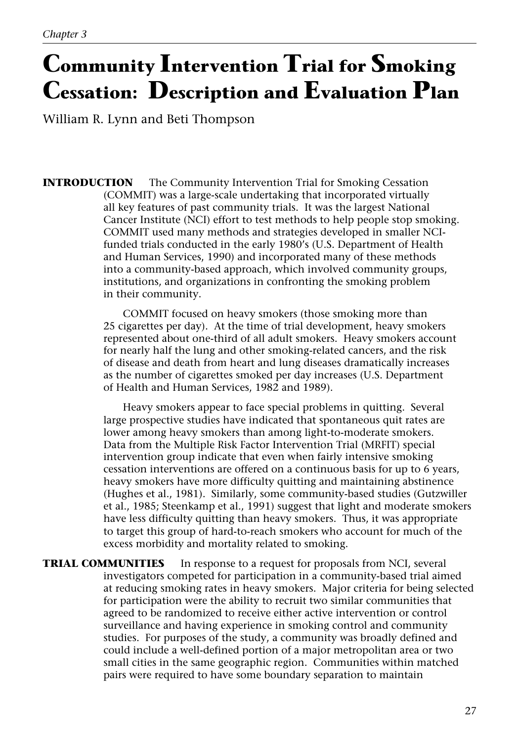*Chapter 3*

# Community Intervention Trial for Smoking Cessation: Description and Evaluation Plan

William R. Lynn and Beti Thompson

## INTRODUCTION

The Community Intervention Trial for Smoking Cessation (COMMIT) was a large-scale undertaking that incorporated virtually all key features of past community trials. It was the largest National Cancer Institute (NCI) effort to test methods to help people stop smoking. COMMIT used many methods and strategies developed in smaller NCI-funded trials conducted in the early 1980's (U.S. Department of Health and Human Services, 1990) and incorporated many of these methods into a community-based approach, which involved community groups, institutions, and organizations in confronting the smoking problem in their community.

COMMIT focused on heavy smokers (those smoking more than 25 cigarettes per day). At the time of trial development, heavy smokers represented about one-third of all adult smokers. Heavy smokers account for nearly half the lung and other smoking-related cancers, and the risk of disease and death from heart and lung diseases dramatically increases as the number of cigarettes smoked per day increases (U.S. Department of Health and Human Services, 1982 and 1989).

Heavy smokers appear to face special problems in quitting. Several large prospective studies have indicated that spontaneous quit rates are lower among heavy smokers than among light-to-moderate smokers. Data from the Multiple Risk Factor Intervention Trial (MRFIT) special intervention group indicate that even when fairly intensive smoking cessation interventions are offered on a continuous basis for up to 6 years, heavy smokers have more difficulty quitting and maintaining abstinence (Hughes et al., 1981). Similarly, some community-based studies (Gutzwiller et al., 1985; Steenkamp et al., 1991) suggest that light and moderate smokers have less difficulty quitting than heavy smokers. Thus, it was appropriate to target this group of hard-to-reach smokers who account for much of the excess morbidity and mortality related to smoking.

## TRIAL COMMUNITIES

In response to a request for proposals from NCI, several investigators competed for participation in a community-based trial aimed at reducing smoking rates in heavy smokers. Major criteria for being selected for participation were the ability to recruit two similar communities that agreed to be randomized to receive either active intervention or control surveillance and having experience in smoking control and community studies. For purposes of the study, a community was broadly defined and could include a well-defined portion of a major metropolitan area or two small cities in the same geographic region. Communities within matched pairs were required to have some boundary separation to maintain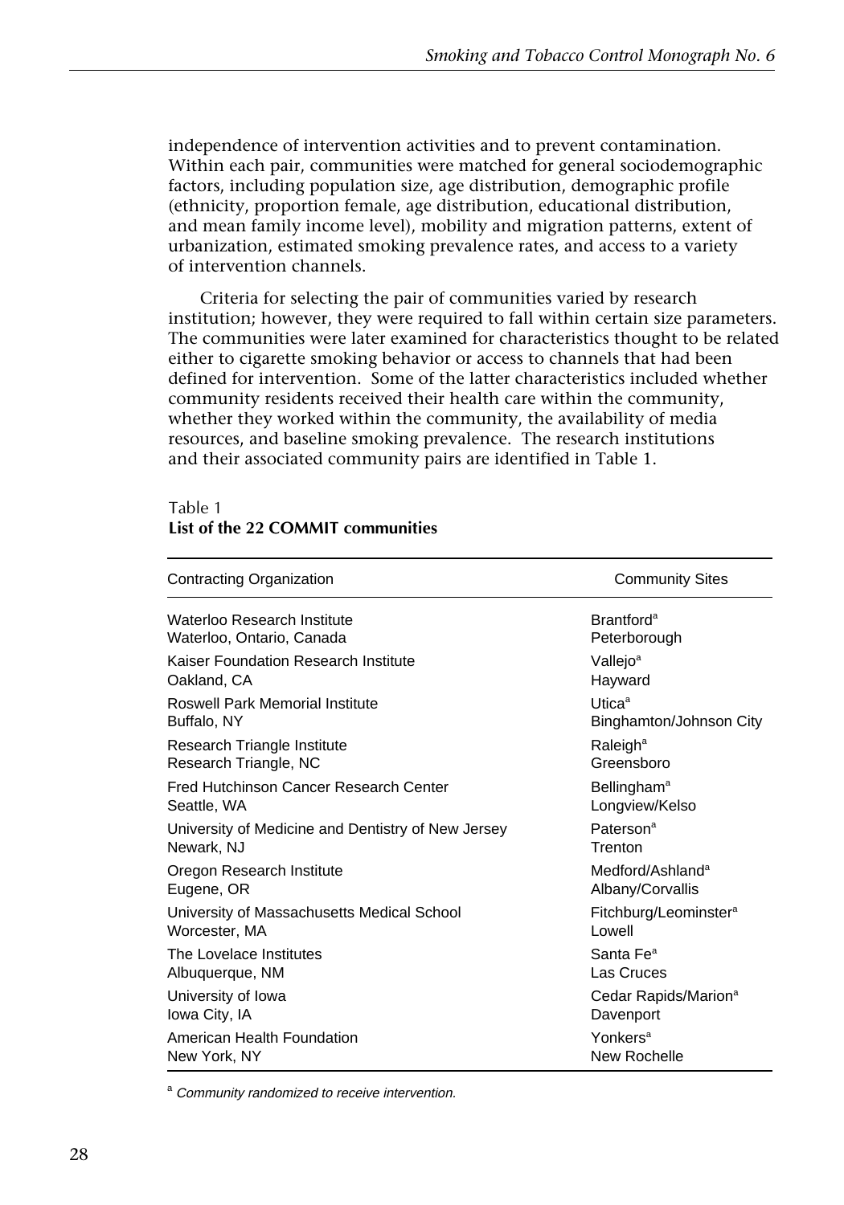independence of intervention activities and to prevent contamination. Within each pair, communities were matched for general sociodemographic factors, including population size, age distribution, demographic profile (ethnicity, proportion female, age distribution, educational distribution, and mean family income level), mobility and migration patterns, extent of urbanization, estimated smoking prevalence rates, and access to a variety of intervention channels.

Criteria for selecting the pair of communities varied by research institution; however, they were required to fall within certain size parameters. The communities were later examined for characteristics thought to be related either to cigarette smoking behavior or access to channels that had been defined for intervention. Some of the latter characteristics included whether community residents received their health care within the community, whether they worked within the community, the availability of media resources, and baseline smoking prevalence. The research institutions and their associated community pairs are identified in Table 1.

Table 1
**List of the 22 COMMIT communities**

| Contracting Organization | Community Sites |
|---|---|
| Waterloo Research Institute<br>Waterloo, Ontario, Canada | Brantford[a]<br>Peterborough |
| Kaiser Foundation Research Institute<br>Oakland, CA | Vallejo[a]<br>Hayward |
| Roswell Park Memorial Institute<br>Buffalo, NY | Utica[a]<br>Binghamton/Johnson City |
| Research Triangle Institute<br>Research Triangle, NC | Raleigh[a]<br>Greensboro |
| Fred Hutchinson Cancer Research Center<br>Seattle, WA | Bellingham[a]<br>Longview/Kelso |
| University of Medicine and Dentistry of New Jersey<br>Newark, NJ | Paterson[a]<br>Trenton |
| Oregon Research Institute<br>Eugene, OR | Medford/Ashland[a]<br>Albany/Corvallis |
| University of Massachusetts Medical School<br>Worcester, MA | Fitchburg/Leominster[a]<br>Lowell |
| The Lovelace Institutes<br>Albuquerque, NM | Santa Fe[a]<br>Las Cruces |
| University of Iowa<br>Iowa City, IA | Cedar Rapids/Marion[a]<br>Davenport |
| American Health Foundation<br>New York, NY | Yonkers[a]<br>New Rochelle |

[a] *Community randomized to receive intervention.*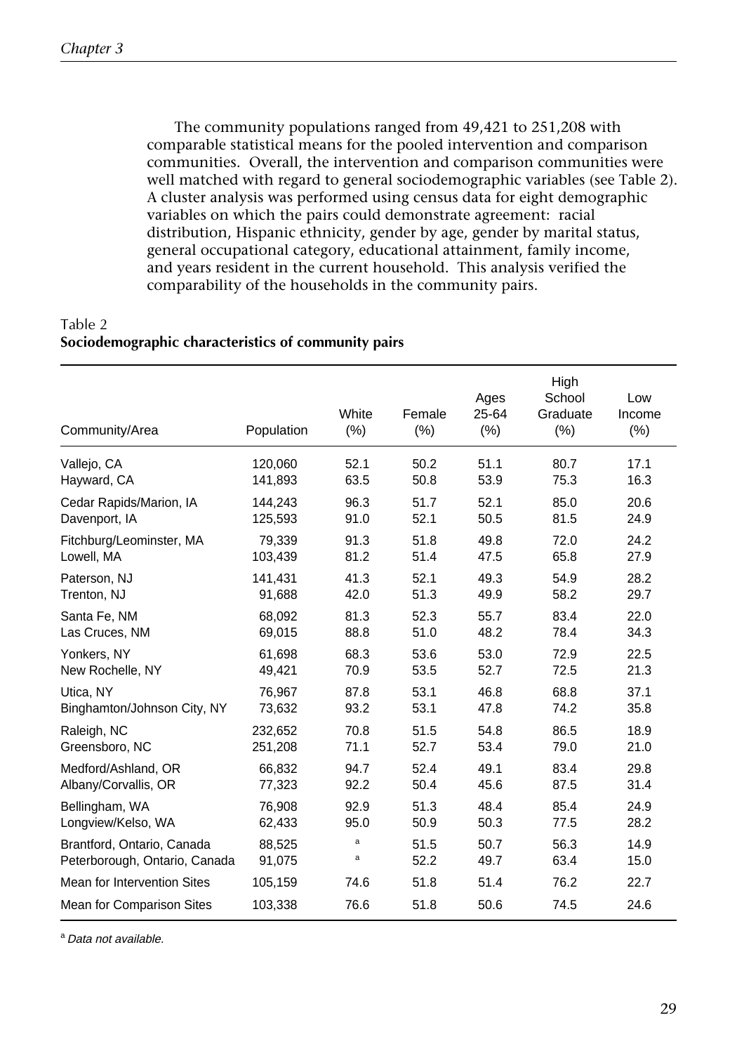The community populations ranged from 49,421 to 251,208 with comparable statistical means for the pooled intervention and comparison communities. Overall, the intervention and comparison communities were well matched with regard to general sociodemographic variables (see Table 2). A cluster analysis was performed using census data for eight demographic variables on which the pairs could demonstrate agreement: racial distribution, Hispanic ethnicity, gender by age, gender by marital status, general occupational category, educational attainment, family income, and years resident in the current household. This analysis verified the comparability of the households in the community pairs.

Table 2
**Sociodemographic characteristics of community pairs**

| Community/Area | Population | White (%) | Female (%) | Ages 25-64 (%) | High School Graduate (%) | Low Income (%) |
|---|---|---|---|---|---|---|
| Vallejo, CA | 120,060 | 52.1 | 50.2 | 51.1 | 80.7 | 17.1 |
| Hayward, CA | 141,893 | 63.5 | 50.8 | 53.9 | 75.3 | 16.3 |
| Cedar Rapids/Marion, IA | 144,243 | 96.3 | 51.7 | 52.1 | 85.0 | 20.6 |
| Davenport, IA | 125,593 | 91.0 | 52.1 | 50.5 | 81.5 | 24.9 |
| Fitchburg/Leominster, MA | 79,339 | 91.3 | 51.8 | 49.8 | 72.0 | 24.2 |
| Lowell, MA | 103,439 | 81.2 | 51.4 | 47.5 | 65.8 | 27.9 |
| Paterson, NJ | 141,431 | 41.3 | 52.1 | 49.3 | 54.9 | 28.2 |
| Trenton, NJ | 91,688 | 42.0 | 51.3 | 49.9 | 58.2 | 29.7 |
| Santa Fe, NM | 68,092 | 81.3 | 52.3 | 55.7 | 83.4 | 22.0 |
| Las Cruces, NM | 69,015 | 88.8 | 51.0 | 48.2 | 78.4 | 34.3 |
| Yonkers, NY | 61,698 | 68.3 | 53.6 | 53.0 | 72.9 | 22.5 |
| New Rochelle, NY | 49,421 | 70.9 | 53.5 | 52.7 | 72.5 | 21.3 |
| Utica, NY | 76,967 | 87.8 | 53.1 | 46.8 | 68.8 | 37.1 |
| Binghamton/Johnson City, NY | 73,632 | 93.2 | 53.1 | 47.8 | 74.2 | 35.8 |
| Raleigh, NC | 232,652 | 70.8 | 51.5 | 54.8 | 86.5 | 18.9 |
| Greensboro, NC | 251,208 | 71.1 | 52.7 | 53.4 | 79.0 | 21.0 |
| Medford/Ashland, OR | 66,832 | 94.7 | 52.4 | 49.1 | 83.4 | 29.8 |
| Albany/Corvallis, OR | 77,323 | 92.2 | 50.4 | 45.6 | 87.5 | 31.4 |
| Bellingham, WA | 76,908 | 92.9 | 51.3 | 48.4 | 85.4 | 24.9 |
| Longview/Kelso, WA | 62,433 | 95.0 | 50.9 | 50.3 | 77.5 | 28.2 |
| Brantford, Ontario, Canada | 88,525 | [a] | 51.5 | 50.7 | 56.3 | 14.9 |
| Peterborough, Ontario, Canada | 91,075 | [a] | 52.2 | 49.7 | 63.4 | 15.0 |
| Mean for Intervention Sites | 105,159 | 74.6 | 51.8 | 51.4 | 76.2 | 22.7 |
| Mean for Comparison Sites | 103,338 | 76.6 | 51.8 | 50.6 | 74.5 | 24.6 |

[a] *Data not available.*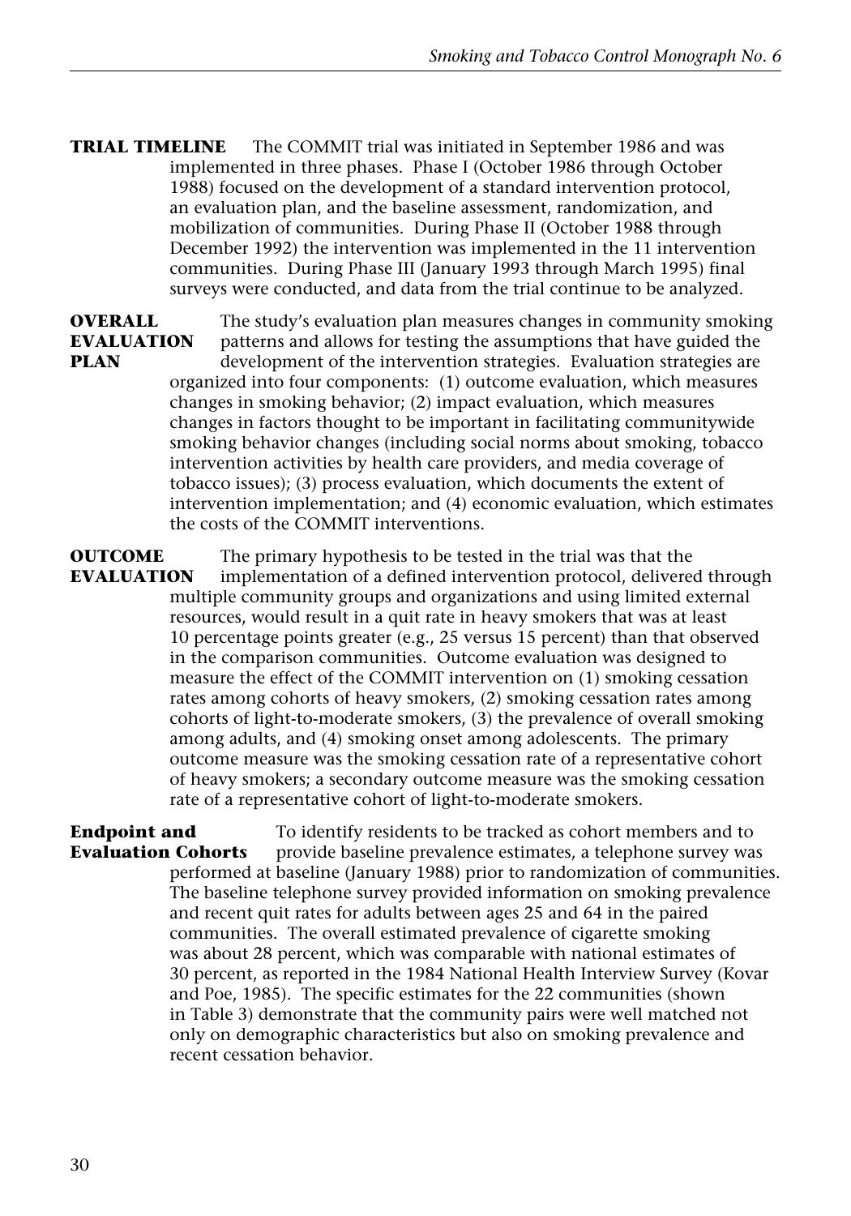**TRIAL TIMELINE** The COMMIT trial was initiated in September 1986 and was implemented in three phases. Phase I (October 1986 through October 1988) focused on the development of a standard intervention protocol, an evaluation plan, and the baseline assessment, randomization, and mobilization of communities. During Phase II (October 1988 through December 1992) the intervention was implemented in the 11 intervention communities. During Phase III (January 1993 through March 1995) final surveys were conducted, and data from the trial continue to be analyzed.

**OVERALL EVALUATION PLAN** The study's evaluation plan measures changes in community smoking patterns and allows for testing the assumptions that have guided the development of the intervention strategies. Evaluation strategies are organized into four components: (1) outcome evaluation, which measures changes in smoking behavior; (2) impact evaluation, which measures changes in factors thought to be important in facilitating communitywide smoking behavior changes (including social norms about smoking, tobacco intervention activities by health care providers, and media coverage of tobacco issues); (3) process evaluation, which documents the extent of intervention implementation; and (4) economic evaluation, which estimates the costs of the COMMIT interventions.

**OUTCOME EVALUATION** The primary hypothesis to be tested in the trial was that the implementation of a defined intervention protocol, delivered through multiple community groups and organizations and using limited external resources, would result in a quit rate in heavy smokers that was at least 10 percentage points greater (e.g., 25 versus 15 percent) than that observed in the comparison communities. Outcome evaluation was designed to measure the effect of the COMMIT intervention on (1) smoking cessation rates among cohorts of heavy smokers, (2) smoking cessation rates among cohorts of light-to-moderate smokers, (3) the prevalence of overall smoking among adults, and (4) smoking onset among adolescents. The primary outcome measure was the smoking cessation rate of a representative cohort of heavy smokers; a secondary outcome measure was the smoking cessation rate of a representative cohort of light-to-moderate smokers.

**Endpoint and Evaluation Cohorts** To identify residents to be tracked as cohort members and to provide baseline prevalence estimates, a telephone survey was performed at baseline (January 1988) prior to randomization of communities. The baseline telephone survey provided information on smoking prevalence and recent quit rates for adults between ages 25 and 64 in the paired communities. The overall estimated prevalence of cigarette smoking was about 28 percent, which was comparable with national estimates of 30 percent, as reported in the 1984 National Health Interview Survey (Kovar and Poe, 1985). The specific estimates for the 22 communities (shown in Table 3) demonstrate that the community pairs were well matched not only on demographic characteristics but also on smoking prevalence and recent cessation behavior.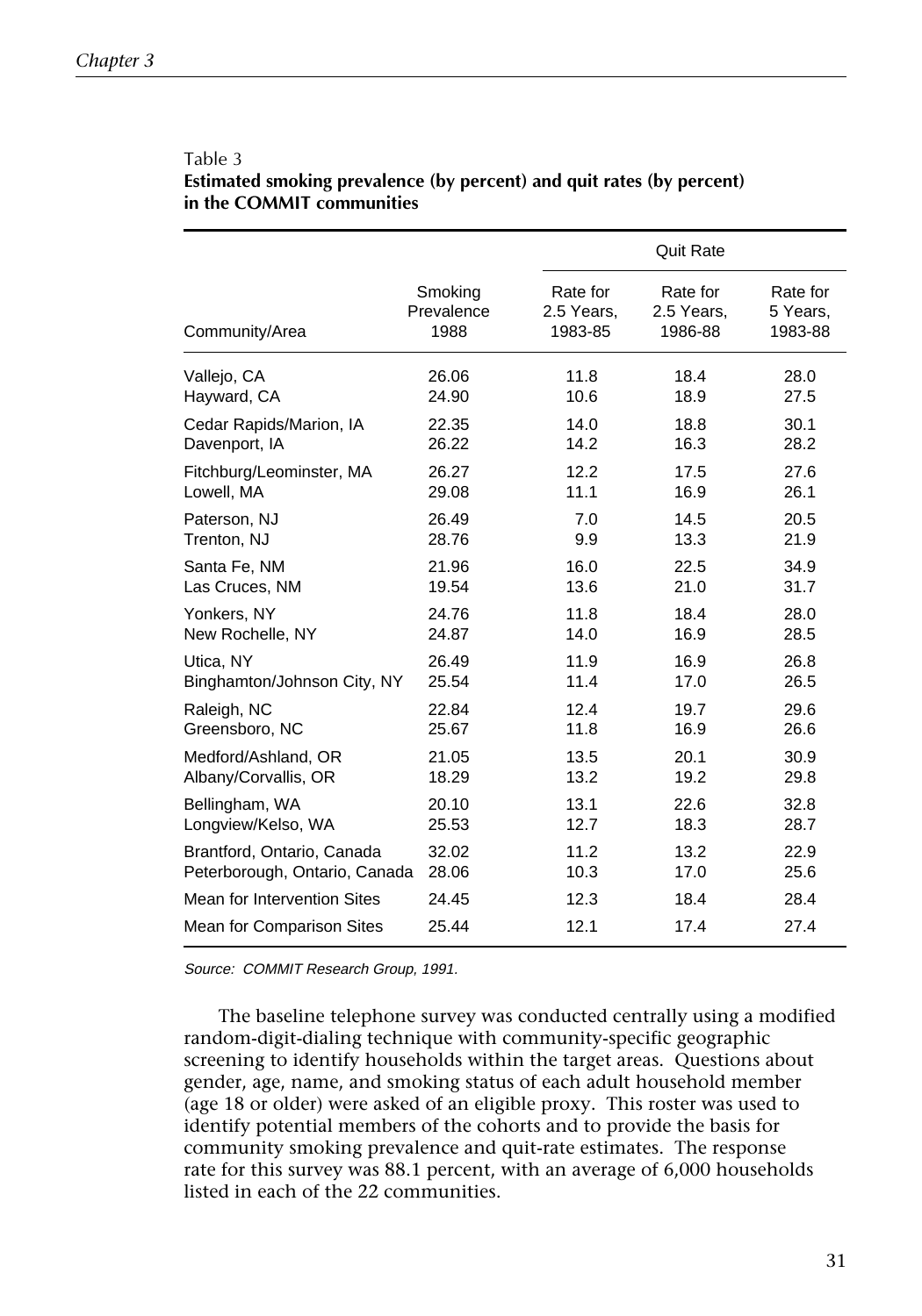Table 3
**Estimated smoking prevalence (by percent) and quit rates (by percent) in the COMMIT communities**

| Community/Area | Smoking Prevalence 1988 | Quit Rate | | |
|---|---|---|---|---|
| | | Rate for 2.5 Years, 1983-85 | Rate for 2.5 Years, 1986-88 | Rate for 5 Years, 1983-88 |
| Vallejo, CA | 26.06 | 11.8 | 18.4 | 28.0 |
| Hayward, CA | 24.90 | 10.6 | 18.9 | 27.5 |
| Cedar Rapids/Marion, IA | 22.35 | 14.0 | 18.8 | 30.1 |
| Davenport, IA | 26.22 | 14.2 | 16.3 | 28.2 |
| Fitchburg/Leominster, MA | 26.27 | 12.2 | 17.5 | 27.6 |
| Lowell, MA | 29.08 | 11.1 | 16.9 | 26.1 |
| Paterson, NJ | 26.49 | 7.0 | 14.5 | 20.5 |
| Trenton, NJ | 28.76 | 9.9 | 13.3 | 21.9 |
| Santa Fe, NM | 21.96 | 16.0 | 22.5 | 34.9 |
| Las Cruces, NM | 19.54 | 13.6 | 21.0 | 31.7 |
| Yonkers, NY | 24.76 | 11.8 | 18.4 | 28.0 |
| New Rochelle, NY | 24.87 | 14.0 | 16.9 | 28.5 |
| Utica, NY | 26.49 | 11.9 | 16.9 | 26.8 |
| Binghamton/Johnson City, NY | 25.54 | 11.4 | 17.0 | 26.5 |
| Raleigh, NC | 22.84 | 12.4 | 19.7 | 29.6 |
| Greensboro, NC | 25.67 | 11.8 | 16.9 | 26.6 |
| Medford/Ashland, OR | 21.05 | 13.5 | 20.1 | 30.9 |
| Albany/Corvallis, OR | 18.29 | 13.2 | 19.2 | 29.8 |
| Bellingham, WA | 20.10 | 13.1 | 22.6 | 32.8 |
| Longview/Kelso, WA | 25.53 | 12.7 | 18.3 | 28.7 |
| Brantford, Ontario, Canada | 32.02 | 11.2 | 13.2 | 22.9 |
| Peterborough, Ontario, Canada | 28.06 | 10.3 | 17.0 | 25.6 |
| Mean for Intervention Sites | 24.45 | 12.3 | 18.4 | 28.4 |
| Mean for Comparison Sites | 25.44 | 12.1 | 17.4 | 27.4 |

*Source: COMMIT Research Group, 1991.*

The baseline telephone survey was conducted centrally using a modified random-digit-dialing technique with community-specific geographic screening to identify households within the target areas. Questions about gender, age, name, and smoking status of each adult household member (age 18 or older) were asked of an eligible proxy. This roster was used to identify potential members of the cohorts and to provide the basis for community smoking prevalence and quit-rate estimates. The response rate for this survey was 88.1 percent, with an average of 6,000 households listed in each of the 22 communities.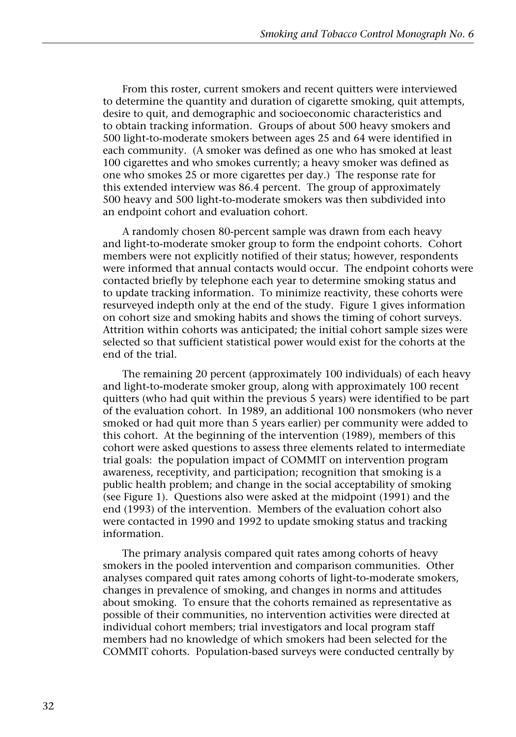From this roster, current smokers and recent quitters were interviewed to determine the quantity and duration of cigarette smoking, quit attempts, desire to quit, and demographic and socioeconomic characteristics and to obtain tracking information. Groups of about 500 heavy smokers and 500 light-to-moderate smokers between ages 25 and 64 were identified in each community. (A smoker was defined as one who has smoked at least 100 cigarettes and who smokes currently; a heavy smoker was defined as one who smokes 25 or more cigarettes per day.) The response rate for this extended interview was 86.4 percent. The group of approximately 500 heavy and 500 light-to-moderate smokers was then subdivided into an endpoint cohort and evaluation cohort.

A randomly chosen 80-percent sample was drawn from each heavy and light-to-moderate smoker group to form the endpoint cohorts. Cohort members were not explicitly notified of their status; however, respondents were informed that annual contacts would occur. The endpoint cohorts were contacted briefly by telephone each year to determine smoking status and to update tracking information. To minimize reactivity, these cohorts were resurveyed indepth only at the end of the study. Figure 1 gives information on cohort size and smoking habits and shows the timing of cohort surveys. Attrition within cohorts was anticipated; the initial cohort sample sizes were selected so that sufficient statistical power would exist for the cohorts at the end of the trial.

The remaining 20 percent (approximately 100 individuals) of each heavy and light-to-moderate smoker group, along with approximately 100 recent quitters (who had quit within the previous 5 years) were identified to be part of the evaluation cohort. In 1989, an additional 100 nonsmokers (who never smoked or had quit more than 5 years earlier) per community were added to this cohort. At the beginning of the intervention (1989), members of this cohort were asked questions to assess three elements related to intermediate trial goals: the population impact of COMMIT on intervention program awareness, receptivity, and participation; recognition that smoking is a public health problem; and change in the social acceptability of smoking (see Figure 1). Questions also were asked at the midpoint (1991) and the end (1993) of the intervention. Members of the evaluation cohort also were contacted in 1990 and 1992 to update smoking status and tracking information.

The primary analysis compared quit rates among cohorts of heavy smokers in the pooled intervention and comparison communities. Other analyses compared quit rates among cohorts of light-to-moderate smokers, changes in prevalence of smoking, and changes in norms and attitudes about smoking. To ensure that the cohorts remained as representative as possible of their communities, no intervention activities were directed at individual cohort members; trial investigators and local program staff members had no knowledge of which smokers had been selected for the COMMIT cohorts. Population-based surveys were conducted centrally by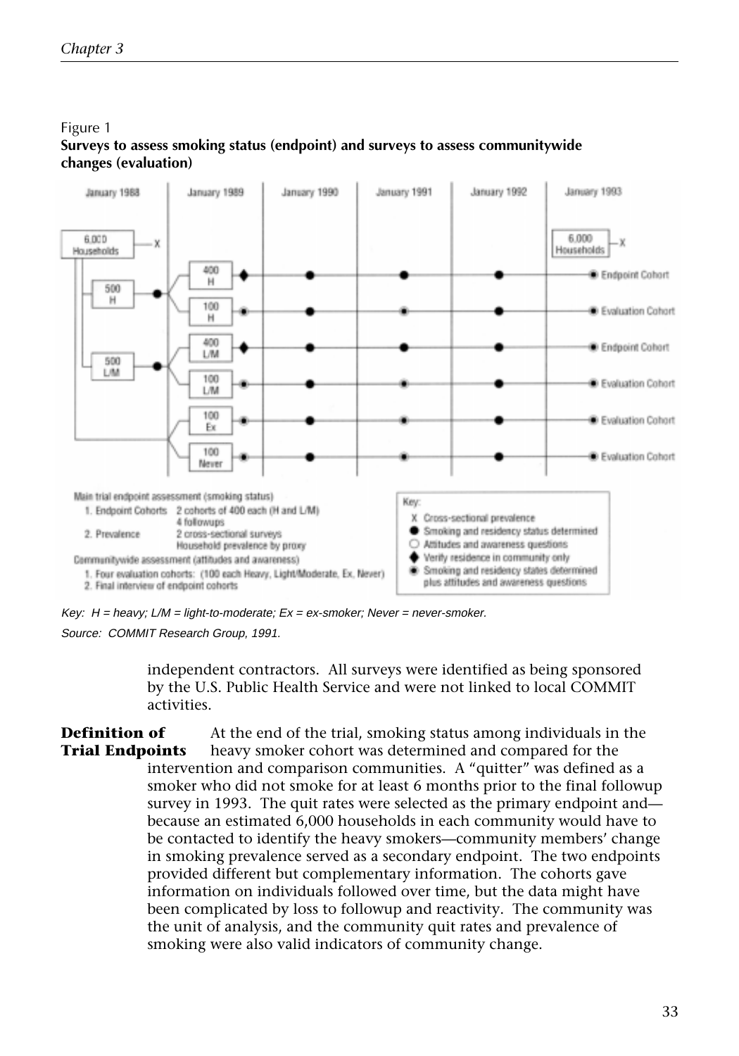Figure 1
**Surveys to assess smoking status (endpoint) and surveys to assess communitywide changes (evaluation)**

Key: *H = heavy; L/M = light-to-moderate; Ex = ex-smoker; Never = never-smoker.*

*Source: COMMIT Research Group, 1991.*

independent contractors. All surveys were identified as being sponsored by the U.S. Public Health Service and were not linked to local COMMIT activities.

**Definition of Trial Endpoints**

At the end of the trial, smoking status among individuals in the heavy smoker cohort was determined and compared for the intervention and comparison communities. A "quitter" was defined as a smoker who did not smoke for at least 6 months prior to the final followup survey in 1993. The quit rates were selected as the primary endpoint and—because an estimated 6,000 households in each community would have to be contacted to identify the heavy smokers—community members' change in smoking prevalence served as a secondary endpoint. The two endpoints provided different but complementary information. The cohorts gave information on individuals followed over time, but the data might have been complicated by loss to followup and reactivity. The community was the unit of analysis, and the community quit rates and prevalence of smoking were also valid indicators of community change.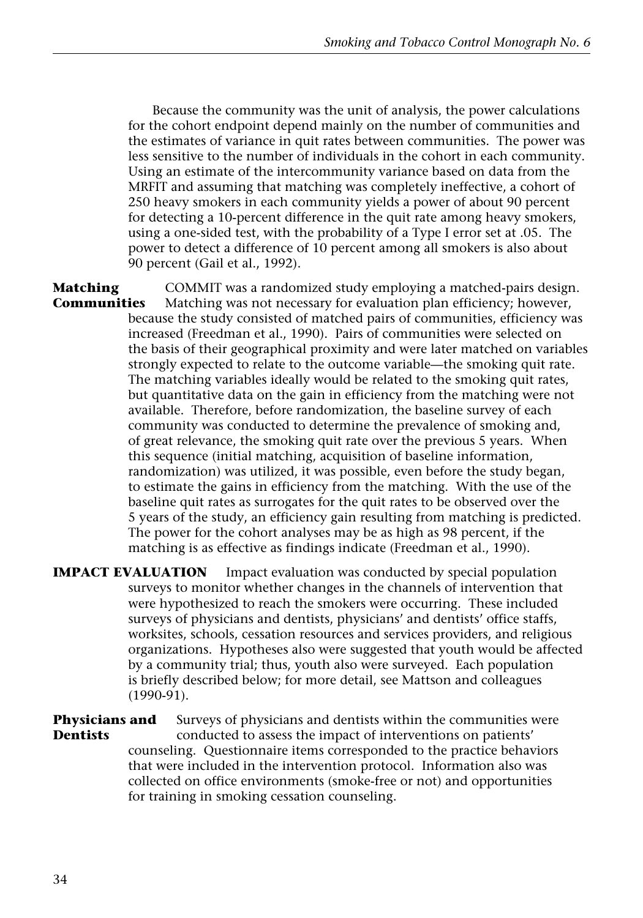Because the community was the unit of analysis, the power calculations for the cohort endpoint depend mainly on the number of communities and the estimates of variance in quit rates between communities. The power was less sensitive to the number of individuals in the cohort in each community. Using an estimate of the intercommunity variance based on data from the MRFIT and assuming that matching was completely ineffective, a cohort of 250 heavy smokers in each community yields a power of about 90 percent for detecting a 10-percent difference in the quit rate among heavy smokers, using a one-sided test, with the probability of a Type I error set at .05. The power to detect a difference of 10 percent among all smokers is also about 90 percent (Gail et al., 1992).

### Matching Communities

COMMIT was a randomized study employing a matched-pairs design. Matching was not necessary for evaluation plan efficiency; however, because the study consisted of matched pairs of communities, efficiency was increased (Freedman et al., 1990). Pairs of communities were selected on the basis of their geographical proximity and were later matched on variables strongly expected to relate to the outcome variable—the smoking quit rate. The matching variables ideally would be related to the smoking quit rates, but quantitative data on the gain in efficiency from the matching were not available. Therefore, before randomization, the baseline survey of each community was conducted to determine the prevalence of smoking and, of great relevance, the smoking quit rate over the previous 5 years. When this sequence (initial matching, acquisition of baseline information, randomization) was utilized, it was possible, even before the study began, to estimate the gains in efficiency from the matching. With the use of the baseline quit rates as surrogates for the quit rates to be observed over the 5 years of the study, an efficiency gain resulting from matching is predicted. The power for the cohort analyses may be as high as 98 percent, if the matching is as effective as findings indicate (Freedman et al., 1990).

## IMPACT EVALUATION

Impact evaluation was conducted by special population surveys to monitor whether changes in the channels of intervention that were hypothesized to reach the smokers were occurring. These included surveys of physicians and dentists, physicians' and dentists' office staffs, worksites, schools, cessation resources and services providers, and religious organizations. Hypotheses also were suggested that youth would be affected by a community trial; thus, youth also were surveyed. Each population is briefly described below; for more detail, see Mattson and colleagues (1990-91).

### Physicians and Dentists

Surveys of physicians and dentists within the communities were conducted to assess the impact of interventions on patients' counseling. Questionnaire items corresponded to the practice behaviors that were included in the intervention protocol. Information also was collected on office environments (smoke-free or not) and opportunities for training in smoking cessation counseling.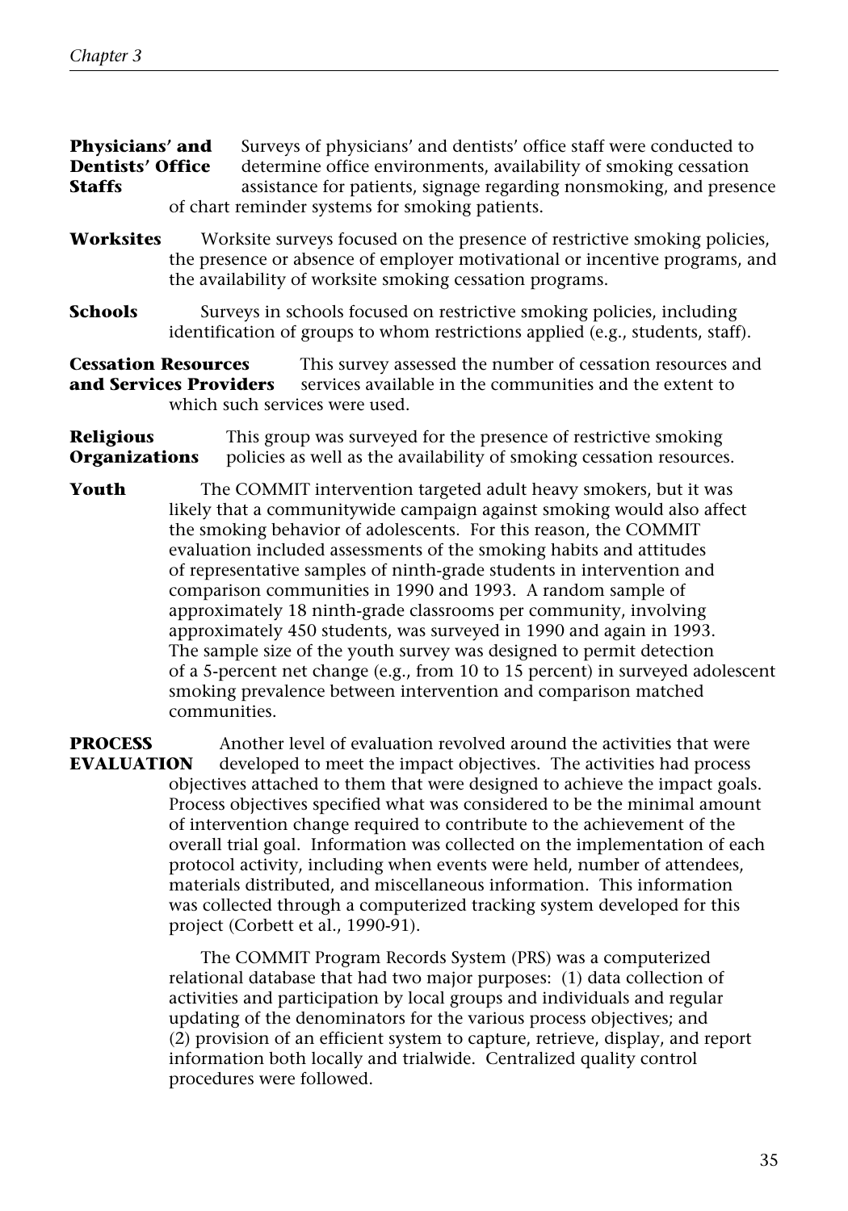**Physicians' and Dentists' Office Staffs** Surveys of physicians' and dentists' office staff were conducted to determine office environments, availability of smoking cessation assistance for patients, signage regarding nonsmoking, and presence of chart reminder systems for smoking patients.

**Worksites** Worksite surveys focused on the presence of restrictive smoking policies, the presence or absence of employer motivational or incentive programs, and the availability of worksite smoking cessation programs.

**Schools** Surveys in schools focused on restrictive smoking policies, including identification of groups to whom restrictions applied (e.g., students, staff).

**Cessation Resources and Services Providers** This survey assessed the number of cessation resources and services available in the communities and the extent to which such services were used.

**Religious Organizations** This group was surveyed for the presence of restrictive smoking policies as well as the availability of smoking cessation resources.

**Youth** The COMMIT intervention targeted adult heavy smokers, but it was likely that a communitywide campaign against smoking would also affect the smoking behavior of adolescents. For this reason, the COMMIT evaluation included assessments of the smoking habits and attitudes of representative samples of ninth-grade students in intervention and comparison communities in 1990 and 1993. A random sample of approximately 18 ninth-grade classrooms per community, involving approximately 450 students, was surveyed in 1990 and again in 1993. The sample size of the youth survey was designed to permit detection of a 5-percent net change (e.g., from 10 to 15 percent) in surveyed adolescent smoking prevalence between intervention and comparison matched communities.

**PROCESS EVALUATION** Another level of evaluation revolved around the activities that were developed to meet the impact objectives. The activities had process objectives attached to them that were designed to achieve the impact goals. Process objectives specified what was considered to be the minimal amount of intervention change required to contribute to the achievement of the overall trial goal. Information was collected on the implementation of each protocol activity, including when events were held, number of attendees, materials distributed, and miscellaneous information. This information was collected through a computerized tracking system developed for this project (Corbett et al., 1990-91).

The COMMIT Program Records System (PRS) was a computerized relational database that had two major purposes: (1) data collection of activities and participation by local groups and individuals and regular updating of the denominators for the various process objectives; and (2) provision of an efficient system to capture, retrieve, display, and report information both locally and trialwide. Centralized quality control procedures were followed.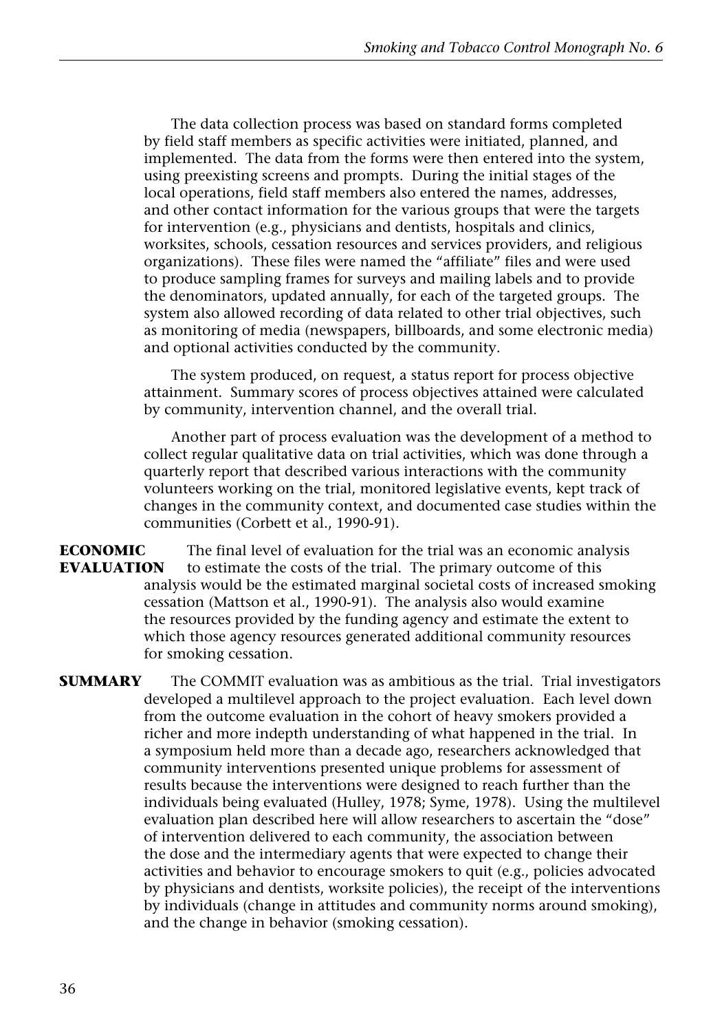The data collection process was based on standard forms completed by field staff members as specific activities were initiated, planned, and implemented. The data from the forms were then entered into the system, using preexisting screens and prompts. During the initial stages of the local operations, field staff members also entered the names, addresses, and other contact information for the various groups that were the targets for intervention (e.g., physicians and dentists, hospitals and clinics, worksites, schools, cessation resources and services providers, and religious organizations). These files were named the "affiliate" files and were used to produce sampling frames for surveys and mailing labels and to provide the denominators, updated annually, for each of the targeted groups. The system also allowed recording of data related to other trial objectives, such as monitoring of media (newspapers, billboards, and some electronic media) and optional activities conducted by the community.

The system produced, on request, a status report for process objective attainment. Summary scores of process objectives attained were calculated by community, intervention channel, and the overall trial.

Another part of process evaluation was the development of a method to collect regular qualitative data on trial activities, which was done through a quarterly report that described various interactions with the community volunteers working on the trial, monitored legislative events, kept track of changes in the community context, and documented case studies within the communities (Corbett et al., 1990-91).

## ECONOMIC EVALUATION

The final level of evaluation for the trial was an economic analysis to estimate the costs of the trial. The primary outcome of this analysis would be the estimated marginal societal costs of increased smoking cessation (Mattson et al., 1990-91). The analysis also would examine the resources provided by the funding agency and estimate the extent to which those agency resources generated additional community resources for smoking cessation.

## SUMMARY

The COMMIT evaluation was as ambitious as the trial. Trial investigators developed a multilevel approach to the project evaluation. Each level down from the outcome evaluation in the cohort of heavy smokers provided a richer and more indepth understanding of what happened in the trial. In a symposium held more than a decade ago, researchers acknowledged that community interventions presented unique problems for assessment of results because the interventions were designed to reach further than the individuals being evaluated (Hulley, 1978; Syme, 1978). Using the multilevel evaluation plan described here will allow researchers to ascertain the "dose" of intervention delivered to each community, the association between the dose and the intermediary agents that were expected to change their activities and behavior to encourage smokers to quit (e.g., policies advocated by physicians and dentists, worksite policies), the receipt of the interventions by individuals (change in attitudes and community norms around smoking), and the change in behavior (smoking cessation).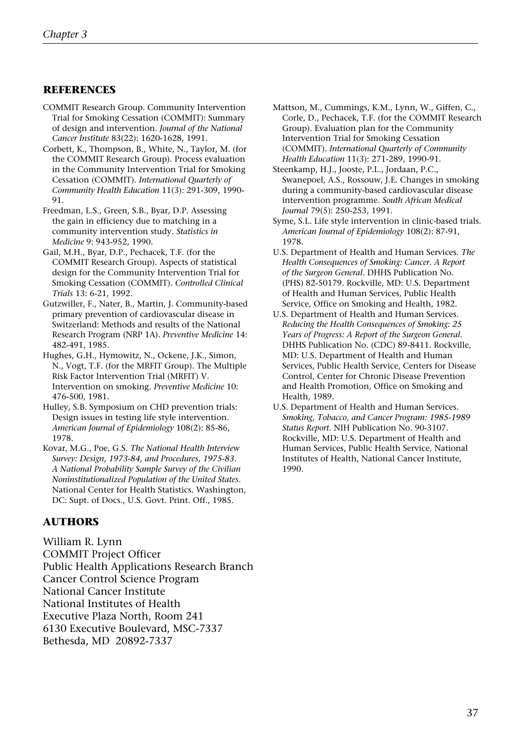## REFERENCES

COMMIT Research Group. Community Intervention Trial for Smoking Cessation (COMMIT): Summary of design and intervention. *Journal of the National Cancer Institute* 83(22): 1620-1628, 1991.

Corbett, K., Thompson, B., White, N., Taylor, M. (for the COMMIT Research Group). Process evaluation in the Community Intervention Trial for Smoking Cessation (COMMIT). *International Quarterly of Community Health Education* 11(3): 291-309, 1990-91.

Freedman, L.S., Green, S.B., Byar, D.P. Assessing the gain in efficiency due to matching in a community intervention study. *Statistics in Medicine* 9: 943-952, 1990.

Gail, M.H., Byar, D.P., Pechacek, T.F. (for the COMMIT Research Group). Aspects of statistical design for the Community Intervention Trial for Smoking Cessation (COMMIT). *Controlled Clinical Trials* 13: 6-21, 1992.

Gutzwiller, F., Nater, B., Martin, J. Community-based primary prevention of cardiovascular disease in Switzerland: Methods and results of the National Research Program (NRP 1A). *Preventive Medicine* 14: 482-491, 1985.

Hughes, G.H., Hymowitz, N., Ockene, J.K., Simon, N., Vogt, T.F. (for the MRFIT Group). The Multiple Risk Factor Intervention Trial (MRFIT) V. Intervention on smoking. *Preventive Medicine* 10: 476-500, 1981.

Hulley, S.B. Symposium on CHD prevention trials: Design issues in testing life style intervention. *American Journal of Epidemiology* 108(2): 85-86, 1978.

Kovar, M.G., Poe, G.S. *The National Health Interview Survey: Design, 1973-84, and Procedures, 1975-83. A National Probability Sample Survey of the Civilian Noninstitutionalized Population of the United States*. National Center for Health Statistics. Washington, DC: Supt. of Docs., U.S. Govt. Print. Off., 1985.

Mattson, M., Cummings, K.M., Lynn, W., Giffen, C., Corle, D., Pechacek, T.F. (for the COMMIT Research Group). Evaluation plan for the Community Intervention Trial for Smoking Cessation (COMMIT). *International Quarterly of Community Health Education* 11(3): 271-289, 1990-91.

Steenkamp, H.J., Jooste, P.L., Jordaan, P.C., Swanepoel, A.S., Rossouw, J.E. Changes in smoking during a community-based cardiovascular disease intervention programme. *South African Medical Journal* 79(5): 250-253, 1991.

Syme, S.L. Life style intervention in clinic-based trials. *American Journal of Epidemiology* 108(2): 87-91, 1978.

U.S. Department of Health and Human Services. *The Health Consequences of Smoking: Cancer. A Report of the Surgeon General*. DHHS Publication No. (PHS) 82-50179. Rockville, MD: U.S. Department of Health and Human Services, Public Health Service, Office on Smoking and Health, 1982.

U.S. Department of Health and Human Services. *Reducing the Health Consequences of Smoking: 25 Years of Progress: A Report of the Surgeon General*. DHHS Publication No. (CDC) 89-8411. Rockville, MD: U.S. Department of Health and Human Services, Public Health Service, Centers for Disease Control, Center for Chronic Disease Prevention and Health Promotion, Office on Smoking and Health, 1989.

U.S. Department of Health and Human Services. *Smoking, Tobacco, and Cancer Program: 1985-1989 Status Report*. NIH Publication No. 90-3107. Rockville, MD: U.S. Department of Health and Human Services, Public Health Service, National Institutes of Health, National Cancer Institute, 1990.

## AUTHORS

William R. Lynn
COMMIT Project Officer
Public Health Applications Research Branch
Cancer Control Science Program
National Cancer Institute
National Institutes of Health
Executive Plaza North, Room 241
6130 Executive Boulevard, MSC-7337
Bethesda, MD 20892-7337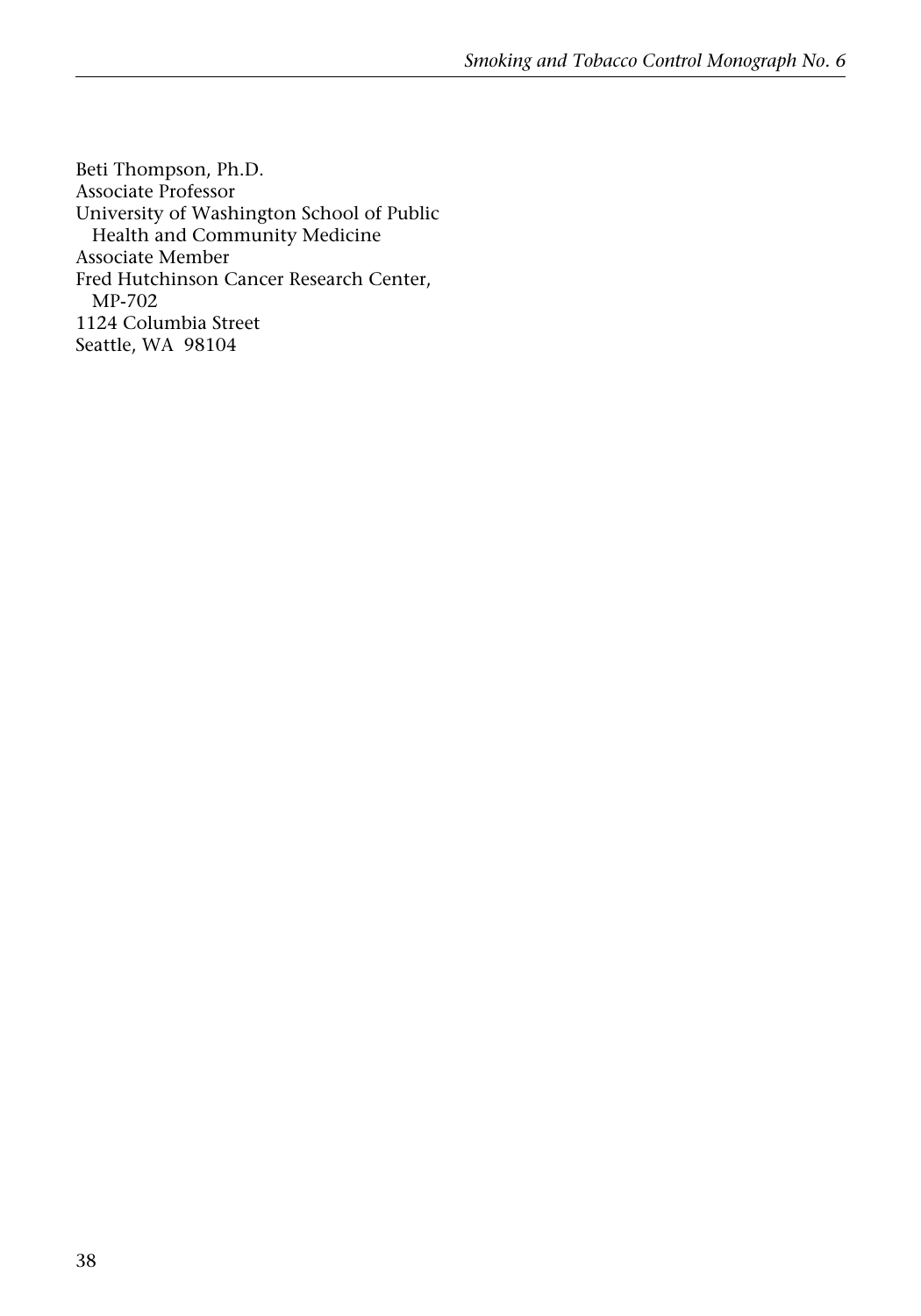Beti Thompson, Ph.D.
Associate Professor
University of Washington School of Public
  Health and Community Medicine
Associate Member
Fred Hutchinson Cancer Research Center,
  MP-702
1124 Columbia Street
Seattle, WA 98104